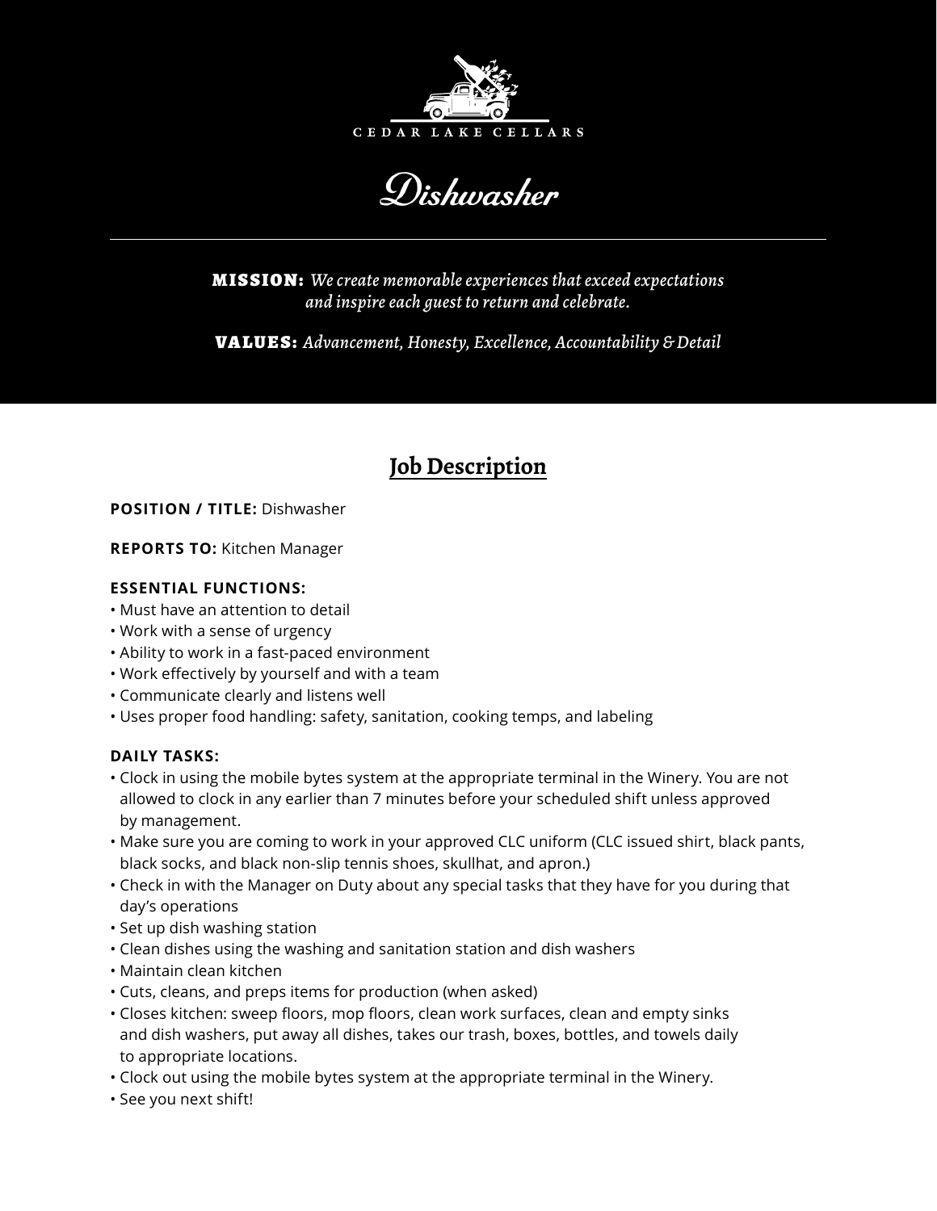CEDAR LAKE CELLARS

# Dishwasher

**MISSION:** *We create memorable experiences that exceed expectations and inspire each guest to return and celebrate.*

**VALUES:** *Advancement, Honesty, Excellence, Accountability & Detail*

## Job Description

**POSITION / TITLE:** Dishwasher

**REPORTS TO:** Kitchen Manager

**ESSENTIAL FUNCTIONS:**

- Must have an attention to detail
- Work with a sense of urgency
- Ability to work in a fast-paced environment
- Work effectively by yourself and with a team
- Communicate clearly and listens well
- Uses proper food handling: safety, sanitation, cooking temps, and labeling

**DAILY TASKS:**

- Clock in using the mobile bytes system at the appropriate terminal in the Winery. You are not allowed to clock in any earlier than 7 minutes before your scheduled shift unless approved by management.
- Make sure you are coming to work in your approved CLC uniform (CLC issued shirt, black pants, black socks, and black non-slip tennis shoes, skullhat, and apron.)
- Check in with the Manager on Duty about any special tasks that they have for you during that day's operations
- Set up dish washing station
- Clean dishes using the washing and sanitation station and dish washers
- Maintain clean kitchen
- Cuts, cleans, and preps items for production (when asked)
- Closes kitchen: sweep floors, mop floors, clean work surfaces, clean and empty sinks and dish washers, put away all dishes, takes our trash, boxes, bottles, and towels daily to appropriate locations.
- Clock out using the mobile bytes system at the appropriate terminal in the Winery.
- See you next shift!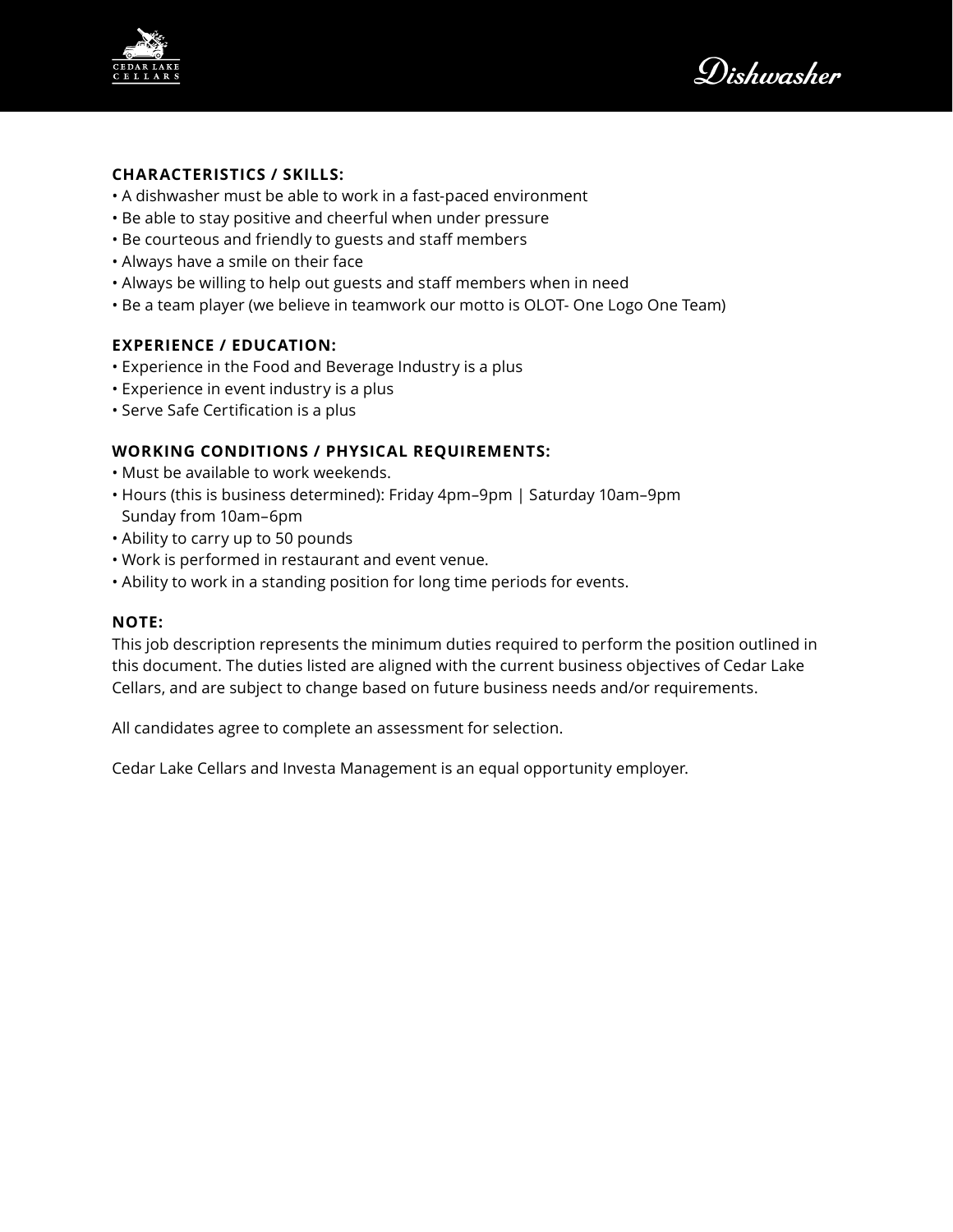**CHARACTERISTICS / SKILLS:**

- A dishwasher must be able to work in a fast-paced environment
- Be able to stay positive and cheerful when under pressure
- Be courteous and friendly to guests and staff members
- Always have a smile on their face
- Always be willing to help out guests and staff members when in need
- Be a team player (we believe in teamwork our motto is OLOT- One Logo One Team)

**EXPERIENCE / EDUCATION:**

- Experience in the Food and Beverage Industry is a plus
- Experience in event industry is a plus
- Serve Safe Certification is a plus

**WORKING CONDITIONS / PHYSICAL REQUIREMENTS:**

- Must be available to work weekends.
- Hours (this is business determined): Friday 4pm–9pm | Saturday 10am–9pm Sunday from 10am–6pm
- Ability to carry up to 50 pounds
- Work is performed in restaurant and event venue.
- Ability to work in a standing position for long time periods for events.

**NOTE:**

This job description represents the minimum duties required to perform the position outlined in this document. The duties listed are aligned with the current business objectives of Cedar Lake Cellars, and are subject to change based on future business needs and/or requirements.

All candidates agree to complete an assessment for selection.

Cedar Lake Cellars and Investa Management is an equal opportunity employer.